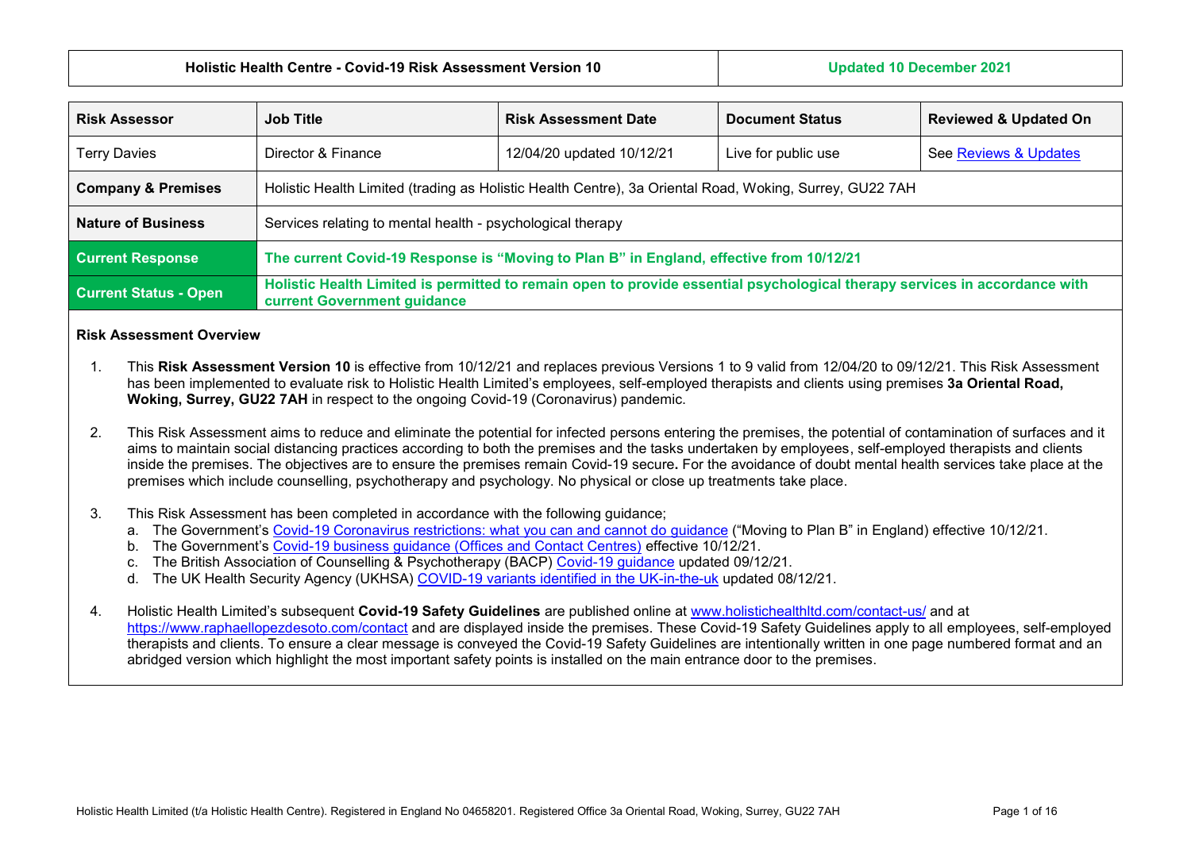| Holistic Health Centre - Covid-19 Risk Assessment Version 10 | Updated 10 December 2021 |
|---|---|

| Risk Assessor | Job Title | Risk Assessment Date | Document Status | Reviewed & Updated On |
|---|---|---|---|---|
| Terry Davies | Director & Finance | 12/04/20 updated 10/12/21 | Live for public use | See Reviews & Updates |
| **Company & Premises** | Holistic Health Limited (trading as Holistic Health Centre), 3a Oriental Road, Woking, Surrey, GU22 7AH | | | |
| **Nature of Business** | Services relating to mental health - psychological therapy | | | |
| **Current Response** | **The current Covid-19 Response is "Moving to Plan B" in England, effective from 10/12/21** | | | |
| **Current Status - Open** | **Holistic Health Limited is permitted to remain open to provide essential psychological therapy services in accordance with current Government guidance** | | | |

**Risk Assessment Overview**

1. This **Risk Assessment Version 10** is effective from 10/12/21 and replaces previous Versions 1 to 9 valid from 12/04/20 to 09/12/21. This Risk Assessment has been implemented to evaluate risk to Holistic Health Limited's employees, self-employed therapists and clients using premises **3a Oriental Road, Woking, Surrey, GU22 7AH** in respect to the ongoing Covid-19 (Coronavirus) pandemic.

2. This Risk Assessment aims to reduce and eliminate the potential for infected persons entering the premises, the potential of contamination of surfaces and it aims to maintain social distancing practices according to both the premises and the tasks undertaken by employees, self-employed therapists and clients inside the premises. The objectives are to ensure the premises remain Covid-19 secure**.** For the avoidance of doubt mental health services take place at the premises which include counselling, psychotherapy and psychology. No physical or close up treatments take place.

3. This Risk Assessment has been completed in accordance with the following guidance;
   a. The Government's Covid-19 Coronavirus restrictions: what you can and cannot do guidance ("Moving to Plan B" in England) effective 10/12/21.
   b. The Government's Covid-19 business guidance (Offices and Contact Centres) effective 10/12/21.
   c. The British Association of Counselling & Psychotherapy (BACP) Covid-19 guidance updated 09/12/21.
   d. The UK Health Security Agency (UKHSA) COVID-19 variants identified in the UK-in-the-uk updated 08/12/21.

4. Holistic Health Limited's subsequent **Covid-19 Safety Guidelines** are published online at www.holistichealthltd.com/contact-us/ and at https://www.raphaellopezdesoto.com/contact and are displayed inside the premises. These Covid-19 Safety Guidelines apply to all employees, self-employed therapists and clients. To ensure a clear message is conveyed the Covid-19 Safety Guidelines are intentionally written in one page numbered format and an abridged version which highlight the most important safety points is installed on the main entrance door to the premises.

Holistic Health Limited (t/a Holistic Health Centre). Registered in England No 04658201. Registered Office 3a Oriental Road, Woking, Surrey, GU22 7AH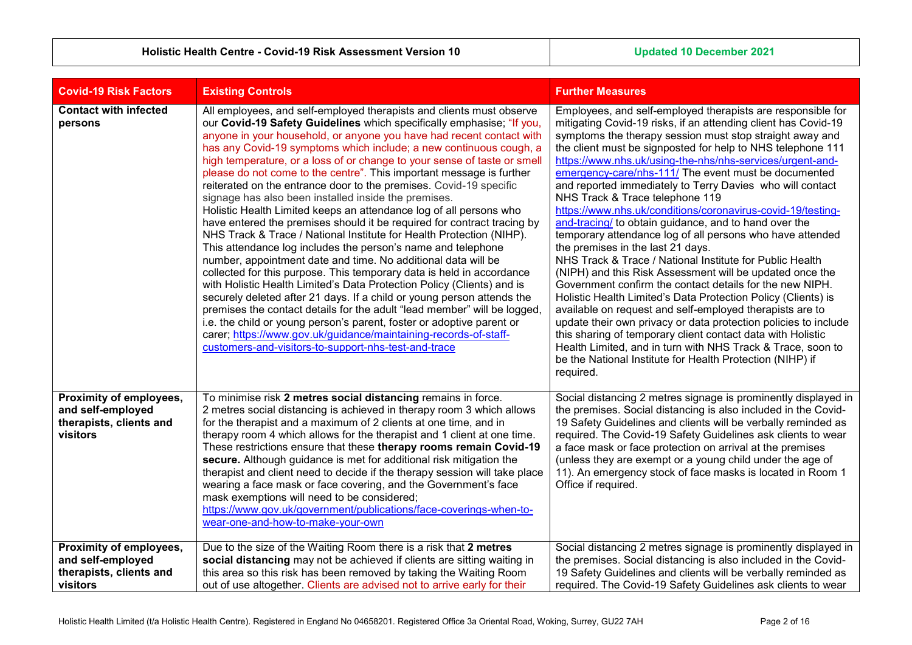| Holistic Health Centre - Covid-19 Risk Assessment Version 10 | Updated 10 December 2021 |
|---|---|

| Covid-19 Risk Factors | Existing Controls | Further Measures |
|---|---|---|
| **Contact with infected persons** | All employees, and self-employed therapists and clients must observe our **Covid-19 Safety Guidelines** which specifically emphasise; "If you, anyone in your household, or anyone you have had recent contact with has any Covid-19 symptoms which include; a new continuous cough, a high temperature, or a loss of or change to your sense of taste or smell please do not come to the centre". This important message is further reiterated on the entrance door to the premises. Covid-19 specific signage has also been installed inside the premises. Holistic Health Limited keeps an attendance log of all persons who have entered the premises should it be required for contract tracing by NHS Track & Trace / National Institute for Health Protection (NIHP). This attendance log includes the person's name and telephone number, appointment date and time. No additional data will be collected for this purpose. This temporary data is held in accordance with Holistic Health Limited's Data Protection Policy (Clients) and is securely deleted after 21 days. If a child or young person attends the premises the contact details for the adult "lead member" will be logged, i.e. the child or young person's parent, foster or adoptive parent or carer; https://www.gov.uk/guidance/maintaining-records-of-staff-customers-and-visitors-to-support-nhs-test-and-trace | Employees, and self-employed therapists are responsible for mitigating Covid-19 risks, if an attending client has Covid-19 symptoms the therapy session must stop straight away and the client must be signposted for help to NHS telephone 111 https://www.nhs.uk/using-the-nhs/nhs-services/urgent-and-emergency-care/nhs-111/ The event must be documented and reported immediately to Terry Davies who will contact NHS Track & Trace telephone 119 https://www.nhs.uk/conditions/coronavirus-covid-19/testing-and-tracing/ to obtain guidance, and to hand over the temporary attendance log of all persons who have attended the premises in the last 21 days. NHS Track & Trace / National Institute for Public Health (NIPH) and this Risk Assessment will be updated once the Government confirm the contact details for the new NIPH. Holistic Health Limited's Data Protection Policy (Clients) is available on request and self-employed therapists are to update their own privacy or data protection policies to include this sharing of temporary client contact data with Holistic Health Limited, and in turn with NHS Track & Trace, soon to be the National Institute for Health Protection (NIHP) if required. |
| **Proximity of employees, and self-employed therapists, clients and visitors** | To minimise risk **2 metres social distancing** remains in force. 2 metres social distancing is achieved in therapy room 3 which allows for the therapist and a maximum of 2 clients at one time, and in therapy room 4 which allows for the therapist and 1 client at one time. These restrictions ensure that these **therapy rooms remain Covid-19 secure.** Although guidance is met for additional risk mitigation the therapist and client need to decide if the therapy session will take place wearing a face mask or face covering, and the Government's face mask exemptions will need to be considered; https://www.gov.uk/government/publications/face-coverings-when-to-wear-one-and-how-to-make-your-own | Social distancing 2 metres signage is prominently displayed in the premises. Social distancing is also included in the Covid-19 Safety Guidelines and clients will be verbally reminded as required. The Covid-19 Safety Guidelines ask clients to wear a face mask or face protection on arrival at the premises (unless they are exempt or a young child under the age of 11). An emergency stock of face masks is located in Room 1 Office if required. |
| **Proximity of employees, and self-employed therapists, clients and visitors** | Due to the size of the Waiting Room there is a risk that **2 metres social distancing** may not be achieved if clients are sitting waiting in this area so this risk has been removed by taking the Waiting Room out of use altogether. Clients are advised not to arrive early for their | Social distancing 2 metres signage is prominently displayed in the premises. Social distancing is also included in the Covid-19 Safety Guidelines and clients will be verbally reminded as required. The Covid-19 Safety Guidelines ask clients to wear |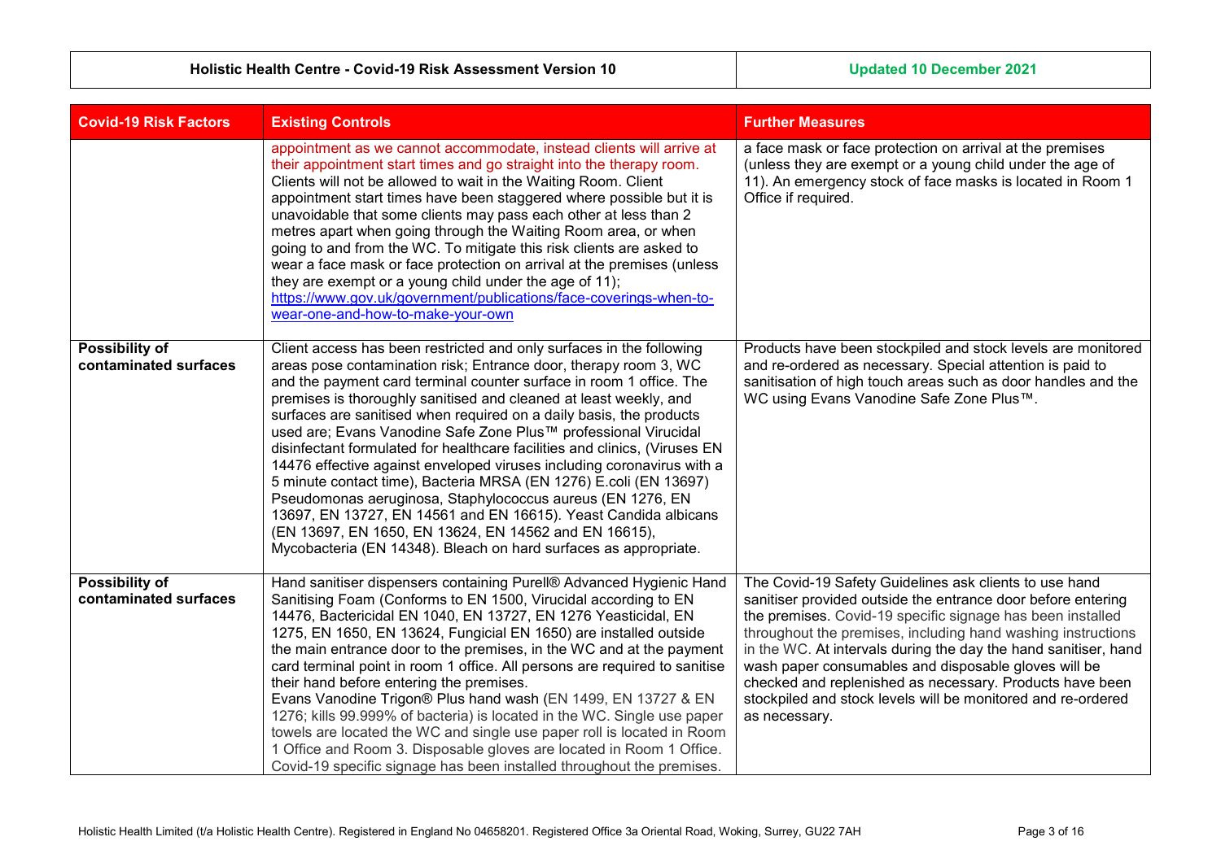| Covid-19 Risk Factors | Existing Controls | Further Measures |
|---|---|---|
| | appointment as we cannot accommodate, instead clients will arrive at their appointment start times and go straight into the therapy room. Clients will not be allowed to wait in the Waiting Room. Client appointment start times have been staggered where possible but it is unavoidable that some clients may pass each other at less than 2 metres apart when going through the Waiting Room area, or when going to and from the WC. To mitigate this risk clients are asked to wear a face mask or face protection on arrival at the premises (unless they are exempt or a young child under the age of 11); https://www.gov.uk/government/publications/face-coverings-when-to-wear-one-and-how-to-make-your-own | a face mask or face protection on arrival at the premises (unless they are exempt or a young child under the age of 11). An emergency stock of face masks is located in Room 1 Office if required. |
| **Possibility of contaminated surfaces** | Client access has been restricted and only surfaces in the following areas pose contamination risk; Entrance door, therapy room 3, WC and the payment card terminal counter surface in room 1 office. The premises is thoroughly sanitised and cleaned at least weekly, and surfaces are sanitised when required on a daily basis, the products used are; Evans Vanodine Safe Zone Plus™ professional Virucidal disinfectant formulated for healthcare facilities and clinics, (Viruses EN 14476 effective against enveloped viruses including coronavirus with a 5 minute contact time), Bacteria MRSA (EN 1276) E.coli (EN 13697) Pseudomonas aeruginosa, Staphylococcus aureus (EN 1276, EN 13697, EN 13727, EN 14561 and EN 16615). Yeast Candida albicans (EN 13697, EN 1650, EN 13624, EN 14562 and EN 16615), Mycobacteria (EN 14348). Bleach on hard surfaces as appropriate. | Products have been stockpiled and stock levels are monitored and re-ordered as necessary. Special attention is paid to sanitisation of high touch areas such as door handles and the WC using Evans Vanodine Safe Zone Plus™. |
| **Possibility of contaminated surfaces** | Hand sanitiser dispensers containing Purell® Advanced Hygienic Hand Sanitising Foam (Conforms to EN 1500, Virucidal according to EN 14476, Bactericidal EN 1040, EN 13727, EN 1276 Yeasticidal, EN 1275, EN 1650, EN 13624, Fungicial EN 1650) are installed outside the main entrance door to the premises, in the WC and at the payment card terminal point in room 1 office. All persons are required to sanitise their hand before entering the premises. Evans Vanodine Trigon® Plus hand wash (EN 1499, EN 13727 & EN 1276; kills 99.999% of bacteria) is located in the WC. Single use paper towels are located the WC and single use paper roll is located in Room 1 Office and Room 3. Disposable gloves are located in Room 1 Office. Covid-19 specific signage has been installed throughout the premises. | The Covid-19 Safety Guidelines ask clients to use hand sanitiser provided outside the entrance door before entering the premises. Covid-19 specific signage has been installed throughout the premises, including hand washing instructions in the WC. At intervals during the day the hand sanitiser, hand wash paper consumables and disposable gloves will be checked and replenished as necessary. Products have been stockpiled and stock levels will be monitored and re-ordered as necessary. |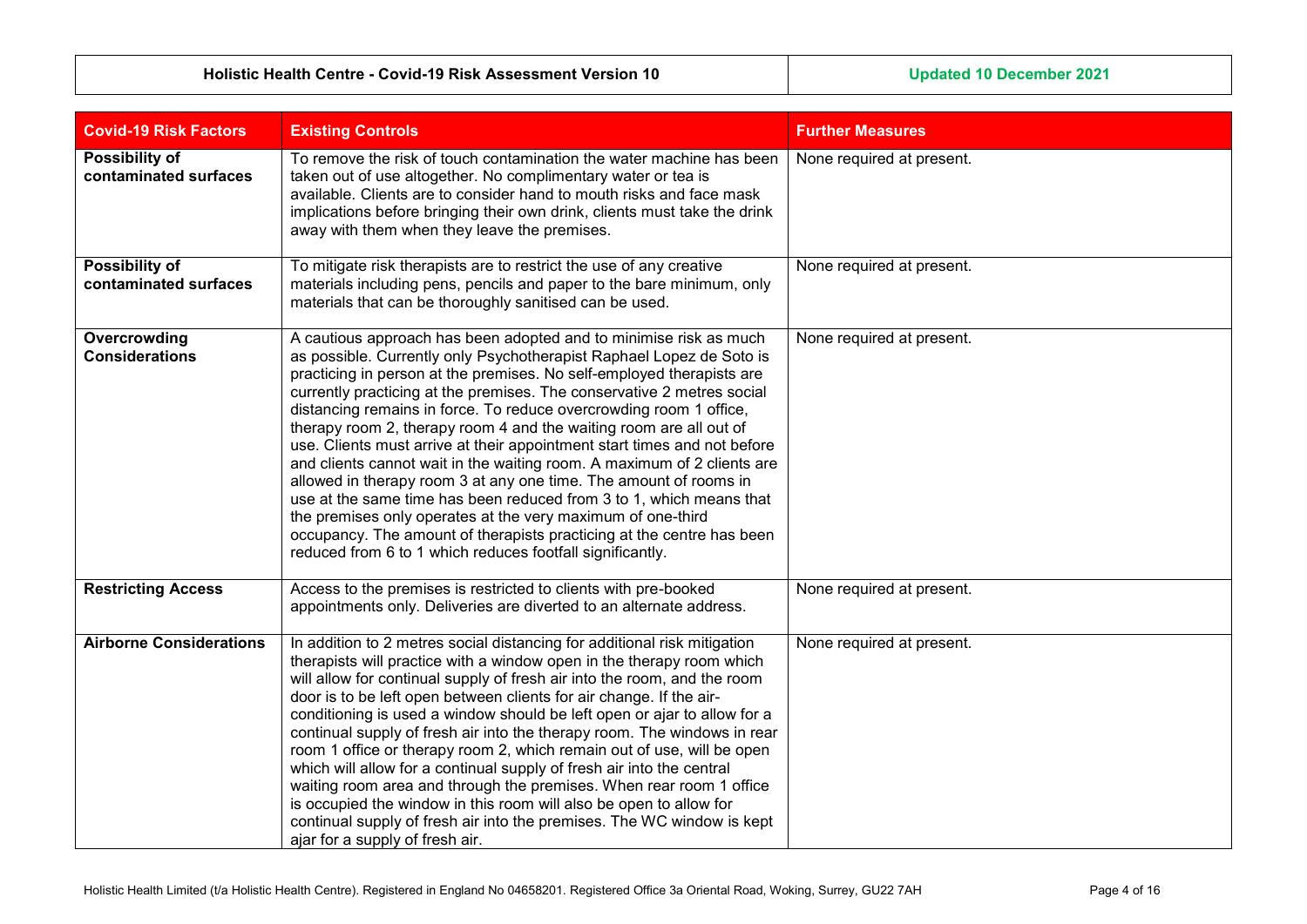| Covid-19 Risk Factors | Existing Controls | Further Measures |
|---|---|---|
| **Possibility of contaminated surfaces** | To remove the risk of touch contamination the water machine has been taken out of use altogether. No complimentary water or tea is available. Clients are to consider hand to mouth risks and face mask implications before bringing their own drink, clients must take the drink away with them when they leave the premises. | None required at present. |
| **Possibility of contaminated surfaces** | To mitigate risk therapists are to restrict the use of any creative materials including pens, pencils and paper to the bare minimum, only materials that can be thoroughly sanitised can be used. | None required at present. |
| **Overcrowding Considerations** | A cautious approach has been adopted and to minimise risk as much as possible. Currently only Psychotherapist Raphael Lopez de Soto is practicing in person at the premises. No self-employed therapists are currently practicing at the premises. The conservative 2 metres social distancing remains in force. To reduce overcrowding room 1 office, therapy room 2, therapy room 4 and the waiting room are all out of use. Clients must arrive at their appointment start times and not before and clients cannot wait in the waiting room. A maximum of 2 clients are allowed in therapy room 3 at any one time. The amount of rooms in use at the same time has been reduced from 3 to 1, which means that the premises only operates at the very maximum of one-third occupancy. The amount of therapists practicing at the centre has been reduced from 6 to 1 which reduces footfall significantly. | None required at present. |
| **Restricting Access** | Access to the premises is restricted to clients with pre-booked appointments only. Deliveries are diverted to an alternate address. | None required at present. |
| **Airborne Considerations** | In addition to 2 metres social distancing for additional risk mitigation therapists will practice with a window open in the therapy room which will allow for continual supply of fresh air into the room, and the room door is to be left open between clients for air change. If the air-conditioning is used a window should be left open or ajar to allow for a continual supply of fresh air into the therapy room. The windows in rear room 1 office or therapy room 2, which remain out of use, will be open which will allow for a continual supply of fresh air into the central waiting room area and through the premises. When rear room 1 office is occupied the window in this room will also be open to allow for continual supply of fresh air into the premises. The WC window is kept ajar for a supply of fresh air. | None required at present. |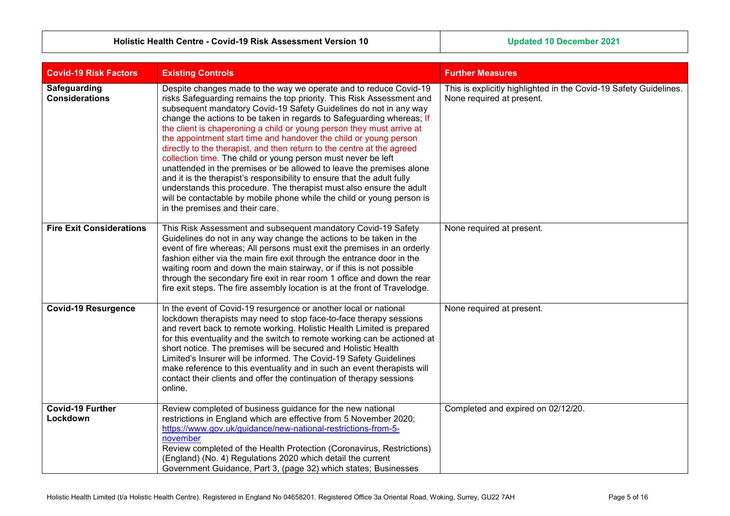| Holistic Health Centre - Covid-19 Risk Assessment Version 10 | Updated 10 December 2021 |
|---|---|

| Covid-19 Risk Factors | Existing Controls | Further Measures |
|---|---|---|
| **Safeguarding Considerations** | Despite changes made to the way we operate and to reduce Covid-19 risks Safeguarding remains the top priority. This Risk Assessment and subsequent mandatory Covid-19 Safety Guidelines do not in any way change the actions to be taken in regards to Safeguarding whereas; If the client is chaperoning a child or young person they must arrive at the appointment start time and handover the child or young person directly to the therapist, and then return to the centre at the agreed collection time. The child or young person must never be left unattended in the premises or be allowed to leave the premises alone and it is the therapist's responsibility to ensure that the adult fully understands this procedure. The therapist must also ensure the adult will be contactable by mobile phone while the child or young person is in the premises and their care. | This is explicitly highlighted in the Covid-19 Safety Guidelines. None required at present. |
| **Fire Exit Considerations** | This Risk Assessment and subsequent mandatory Covid-19 Safety Guidelines do not in any way change the actions to be taken in the event of fire whereas; All persons must exit the premises in an orderly fashion either via the main fire exit through the entrance door in the waiting room and down the main stairway, or if this is not possible through the secondary fire exit in rear room 1 office and down the rear fire exit steps. The fire assembly location is at the front of Travelodge. | None required at present. |
| **Covid-19 Resurgence** | In the event of Covid-19 resurgence or another local or national lockdown therapists may need to stop face-to-face therapy sessions and revert back to remote working. Holistic Health Limited is prepared for this eventuality and the switch to remote working can be actioned at short notice. The premises will be secured and Holistic Health Limited's Insurer will be informed. The Covid-19 Safety Guidelines make reference to this eventuality and in such an event therapists will contact their clients and offer the continuation of therapy sessions online. | None required at present. |
| **Covid-19 Further Lockdown** | Review completed of business guidance for the new national restrictions in England which are effective from 5 November 2020; https://www.gov.uk/guidance/new-national-restrictions-from-5-november<br>Review completed of the Health Protection (Coronavirus, Restrictions) (England) (No. 4) Regulations 2020 which detail the current Government Guidance, Part 3, (page 32) which states; Businesses | Completed and expired on 02/12/20. |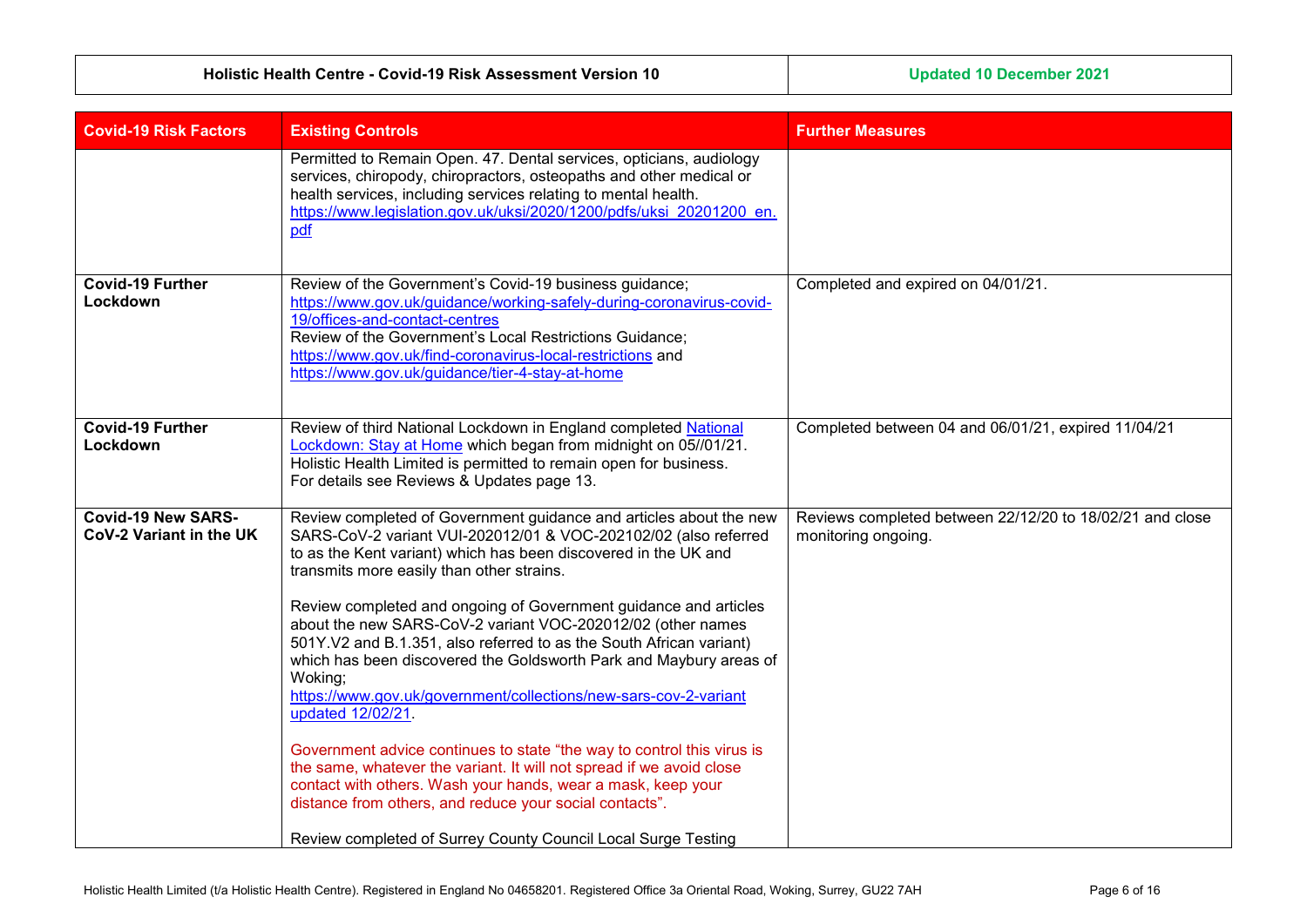| Covid-19 Risk Factors | Existing Controls | Further Measures |
|---|---|---|
| | Permitted to Remain Open. 47. Dental services, opticians, audiology services, chiropody, chiropractors, osteopaths and other medical or health services, including services relating to mental health. [https://www.legislation.gov.uk/uksi/2020/1200/pdfs/uksi_20201200_en.pdf](https://www.legislation.gov.uk/uksi/2020/1200/pdfs/uksi_20201200_en.pdf) | |
| **Covid-19 Further Lockdown** | Review of the Government's Covid-19 business guidance; [https://www.gov.uk/guidance/working-safely-during-coronavirus-covid-19/offices-and-contact-centres](https://www.gov.uk/guidance/working-safely-during-coronavirus-covid-19/offices-and-contact-centres) Review of the Government's Local Restrictions Guidance; [https://www.gov.uk/find-coronavirus-local-restrictions](https://www.gov.uk/find-coronavirus-local-restrictions) and [https://www.gov.uk/guidance/tier-4-stay-at-home](https://www.gov.uk/guidance/tier-4-stay-at-home) | Completed and expired on 04/01/21. |
| **Covid-19 Further Lockdown** | Review of third National Lockdown in England completed National Lockdown: Stay at Home which began from midnight on 05//01/21. Holistic Health Limited is permitted to remain open for business. For details see Reviews & Updates page 13. | Completed between 04 and 06/01/21, expired 11/04/21 |
| **Covid-19 New SARS-CoV-2 Variant in the UK** | Review completed of Government guidance and articles about the new SARS-CoV-2 variant VUI-202012/01 & VOC-202102/02 (also referred to as the Kent variant) which has been discovered in the UK and transmits more easily than other strains.<br><br>Review completed and ongoing of Government guidance and articles about the new SARS-CoV-2 variant VOC-202012/02 (other names 501Y.V2 and B.1.351, also referred to as the South African variant) which has been discovered the Goldsworth Park and Maybury areas of Woking; [https://www.gov.uk/government/collections/new-sars-cov-2-variant](https://www.gov.uk/government/collections/new-sars-cov-2-variant) updated 12/02/21.<br><br>Government advice continues to state "the way to control this virus is the same, whatever the variant. It will not spread if we avoid close contact with others. Wash your hands, wear a mask, keep your distance from others, and reduce your social contacts".<br><br>Review completed of Surrey County Council Local Surge Testing | Reviews completed between 22/12/20 to 18/02/21 and close monitoring ongoing. |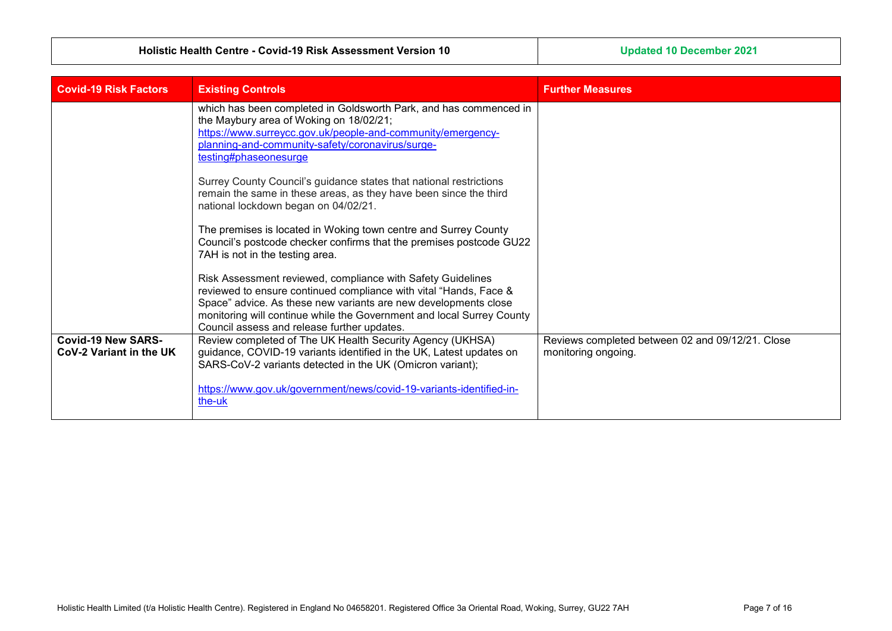| Covid-19 Risk Factors | Existing Controls | Further Measures |
| --- | --- | --- |
| | which has been completed in Goldsworth Park, and has commenced in the Maybury area of Woking on 18/02/21; [https://www.surreycc.gov.uk/people-and-community/emergency-planning-and-community-safety/coronavirus/surge-testing#phaseonesurge](https://www.surreycc.gov.uk/people-and-community/emergency-planning-and-community-safety/coronavirus/surge-testing#phaseonesurge)<br><br>Surrey County Council's guidance states that national restrictions remain the same in these areas, as they have been since the third national lockdown began on 04/02/21.<br><br>The premises is located in Woking town centre and Surrey County Council's postcode checker confirms that the premises postcode GU22 7AH is not in the testing area.<br><br>Risk Assessment reviewed, compliance with Safety Guidelines reviewed to ensure continued compliance with vital "Hands, Face & Space" advice. As these new variants are new developments close monitoring will continue while the Government and local Surrey County Council assess and release further updates. | |
| **Covid-19 New SARS-CoV-2 Variant in the UK** | Review completed of The UK Health Security Agency (UKHSA) guidance, COVID-19 variants identified in the UK, Latest updates on SARS-CoV-2 variants detected in the UK (Omicron variant);<br><br>[https://www.gov.uk/government/news/covid-19-variants-identified-in-the-uk](https://www.gov.uk/government/news/covid-19-variants-identified-in-the-uk) | Reviews completed between 02 and 09/12/21. Close monitoring ongoing. |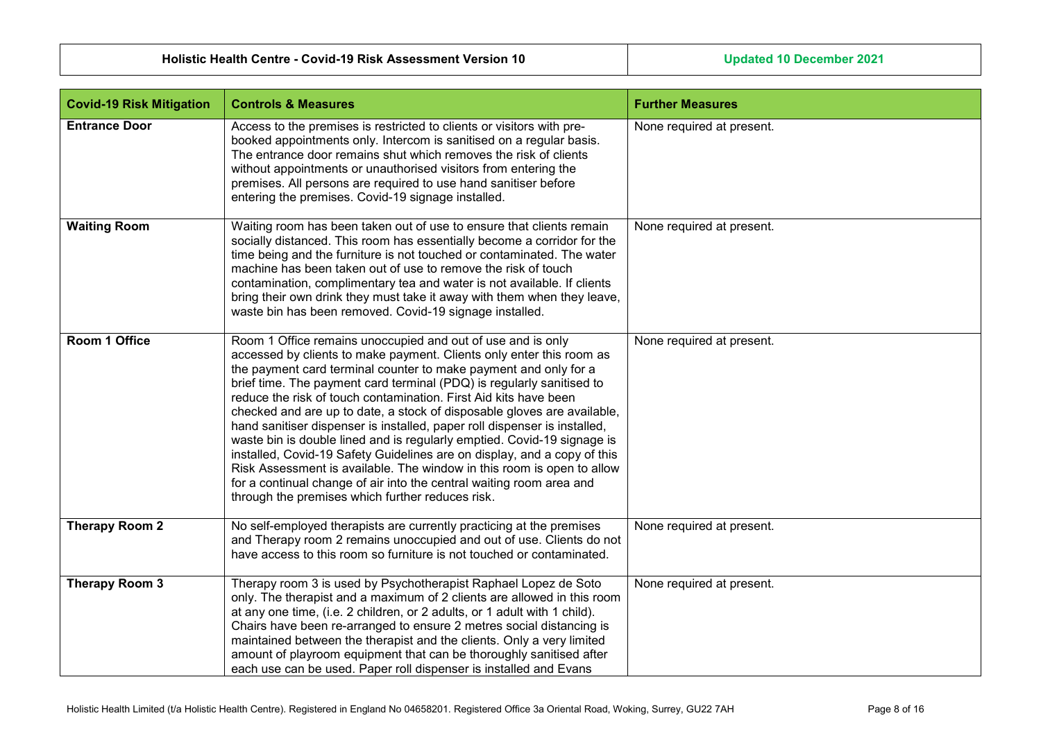| Covid-19 Risk Mitigation | Controls & Measures | Further Measures |
|---|---|---|
| **Entrance Door** | Access to the premises is restricted to clients or visitors with pre-booked appointments only. Intercom is sanitised on a regular basis. The entrance door remains shut which removes the risk of clients without appointments or unauthorised visitors from entering the premises. All persons are required to use hand sanitiser before entering the premises. Covid-19 signage installed. | None required at present. |
| **Waiting Room** | Waiting room has been taken out of use to ensure that clients remain socially distanced. This room has essentially become a corridor for the time being and the furniture is not touched or contaminated. The water machine has been taken out of use to remove the risk of touch contamination, complimentary tea and water is not available. If clients bring their own drink they must take it away with them when they leave, waste bin has been removed. Covid-19 signage installed. | None required at present. |
| **Room 1 Office** | Room 1 Office remains unoccupied and out of use and is only accessed by clients to make payment. Clients only enter this room as the payment card terminal counter to make payment and only for a brief time. The payment card terminal (PDQ) is regularly sanitised to reduce the risk of touch contamination. First Aid kits have been checked and are up to date, a stock of disposable gloves are available, hand sanitiser dispenser is installed, paper roll dispenser is installed, waste bin is double lined and is regularly emptied. Covid-19 signage is installed, Covid-19 Safety Guidelines are on display, and a copy of this Risk Assessment is available. The window in this room is open to allow for a continual change of air into the central waiting room area and through the premises which further reduces risk. | None required at present. |
| **Therapy Room 2** | No self-employed therapists are currently practicing at the premises and Therapy room 2 remains unoccupied and out of use. Clients do not have access to this room so furniture is not touched or contaminated. | None required at present. |
| **Therapy Room 3** | Therapy room 3 is used by Psychotherapist Raphael Lopez de Soto only. The therapist and a maximum of 2 clients are allowed in this room at any one time, (i.e. 2 children, or 2 adults, or 1 adult with 1 child). Chairs have been re-arranged to ensure 2 metres social distancing is maintained between the therapist and the clients. Only a very limited amount of playroom equipment that can be thoroughly sanitised after each use can be used. Paper roll dispenser is installed and Evans | None required at present. |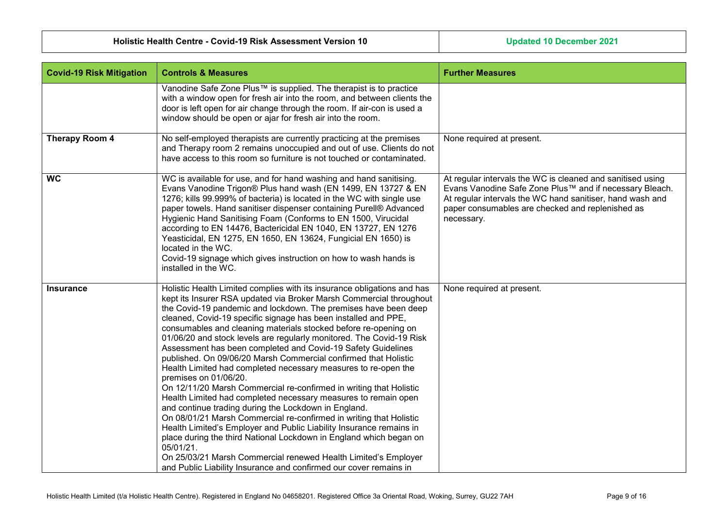| Covid-19 Risk Mitigation | Controls & Measures | Further Measures |
| --- | --- | --- |
| | Vanodine Safe Zone Plus™ is supplied. The therapist is to practice with a window open for fresh air into the room, and between clients the door is left open for air change through the room. If air-con is used a window should be open or ajar for fresh air into the room. | |
| **Therapy Room 4** | No self-employed therapists are currently practicing at the premises and Therapy room 2 remains unoccupied and out of use. Clients do not have access to this room so furniture is not touched or contaminated. | None required at present. |
| **WC** | WC is available for use, and for hand washing and hand sanitising. Evans Vanodine Trigon® Plus hand wash (EN 1499, EN 13727 & EN 1276; kills 99.999% of bacteria) is located in the WC with single use paper towels. Hand sanitiser dispenser containing Purell® Advanced Hygienic Hand Sanitising Foam (Conforms to EN 1500, Virucidal according to EN 14476, Bactericidal EN 1040, EN 13727, EN 1276 Yeasticidal, EN 1275, EN 1650, EN 13624, Fungicial EN 1650) is located in the WC.<br>Covid-19 signage which gives instruction on how to wash hands is installed in the WC. | At regular intervals the WC is cleaned and sanitised using Evans Vanodine Safe Zone Plus™ and if necessary Bleach. At regular intervals the WC hand sanitiser, hand wash and paper consumables are checked and replenished as necessary. |
| **Insurance** | Holistic Health Limited complies with its insurance obligations and has kept its Insurer RSA updated via Broker Marsh Commercial throughout the Covid-19 pandemic and lockdown. The premises have been deep cleaned, Covid-19 specific signage has been installed and PPE, consumables and cleaning materials stocked before re-opening on 01/06/20 and stock levels are regularly monitored. The Covid-19 Risk Assessment has been completed and Covid-19 Safety Guidelines published. On 09/06/20 Marsh Commercial confirmed that Holistic Health Limited had completed necessary measures to re-open the premises on 01/06/20.<br>On 12/11/20 Marsh Commercial re-confirmed in writing that Holistic Health Limited had completed necessary measures to remain open and continue trading during the Lockdown in England.<br>On 08/01/21 Marsh Commercial re-confirmed in writing that Holistic Health Limited's Employer and Public Liability Insurance remains in place during the third National Lockdown in England which began on 05/01/21.<br>On 25/03/21 Marsh Commercial renewed Health Limited's Employer and Public Liability Insurance and confirmed our cover remains in | None required at present. |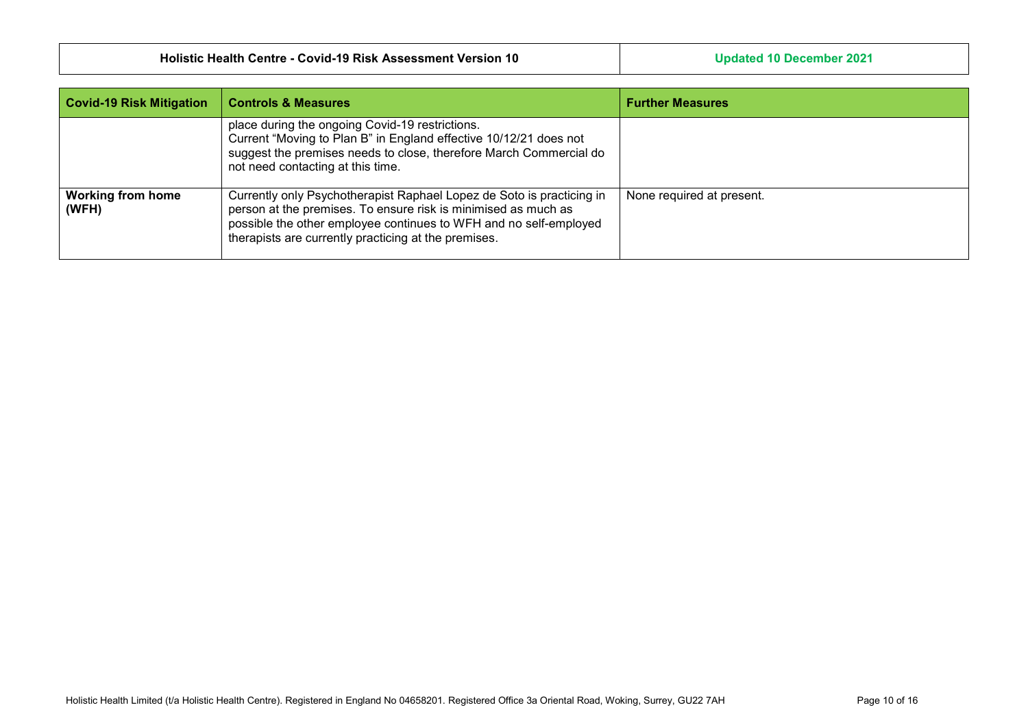| Covid-19 Risk Mitigation | Controls & Measures | Further Measures |
|---|---|---|
| | place during the ongoing Covid-19 restrictions. Current "Moving to Plan B" in England effective 10/12/21 does not suggest the premises needs to close, therefore March Commercial do not need contacting at this time. | |
| **Working from home (WFH)** | Currently only Psychotherapist Raphael Lopez de Soto is practicing in person at the premises. To ensure risk is minimised as much as possible the other employee continues to WFH and no self-employed therapists are currently practicing at the premises. | None required at present. |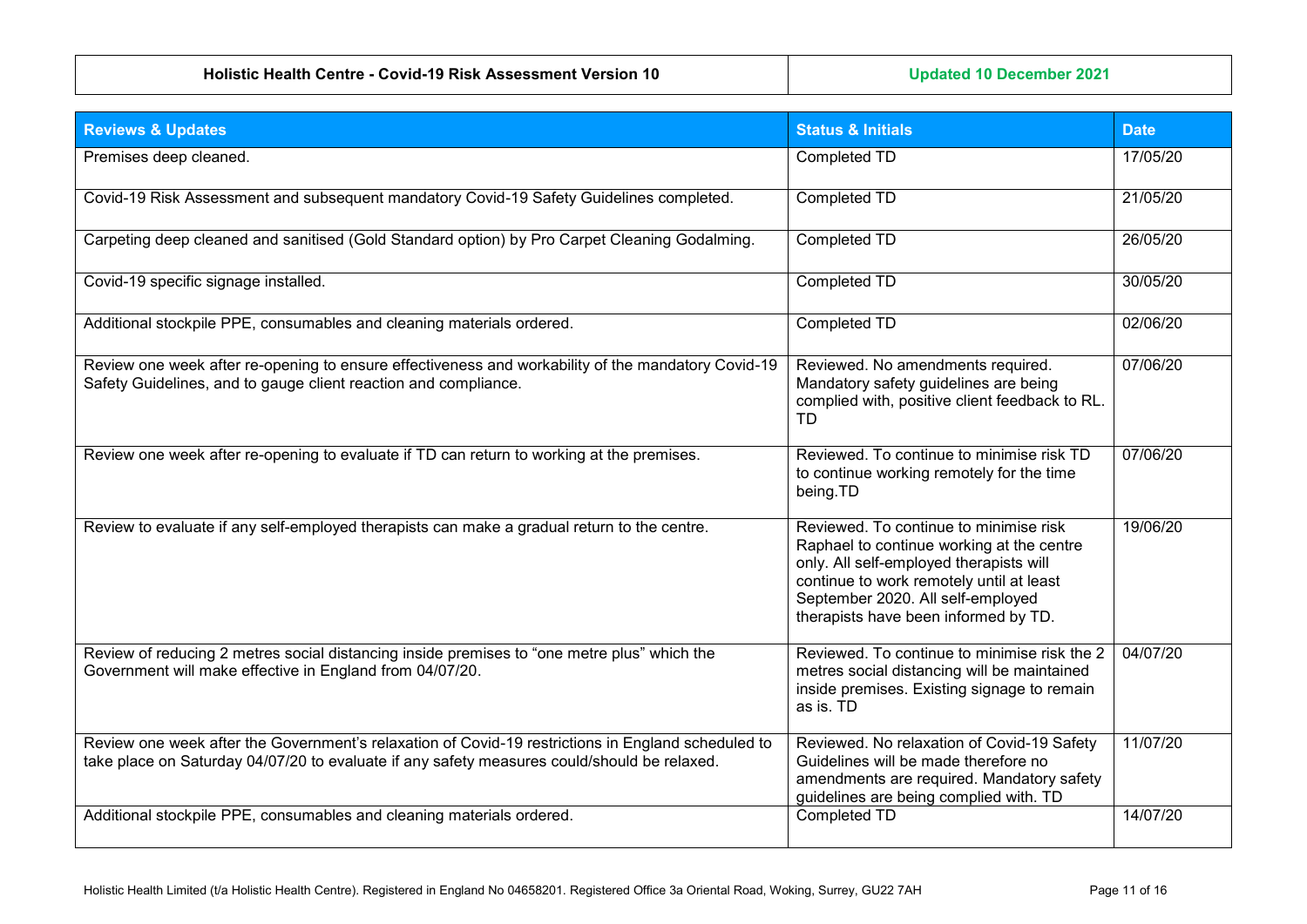| Holistic Health Centre - Covid-19 Risk Assessment Version 10 | Updated 10 December 2021 |
|---|---|

| Reviews & Updates | Status & Initials | Date |
|---|---|---|
| Premises deep cleaned. | Completed TD | 17/05/20 |
| Covid-19 Risk Assessment and subsequent mandatory Covid-19 Safety Guidelines completed. | Completed TD | 21/05/20 |
| Carpeting deep cleaned and sanitised (Gold Standard option) by Pro Carpet Cleaning Godalming. | Completed TD | 26/05/20 |
| Covid-19 specific signage installed. | Completed TD | 30/05/20 |
| Additional stockpile PPE, consumables and cleaning materials ordered. | Completed TD | 02/06/20 |
| Review one week after re-opening to ensure effectiveness and workability of the mandatory Covid-19 Safety Guidelines, and to gauge client reaction and compliance. | Reviewed. No amendments required. Mandatory safety guidelines are being complied with, positive client feedback to RL. TD | 07/06/20 |
| Review one week after re-opening to evaluate if TD can return to working at the premises. | Reviewed. To continue to minimise risk TD to continue working remotely for the time being.TD | 07/06/20 |
| Review to evaluate if any self-employed therapists can make a gradual return to the centre. | Reviewed. To continue to minimise risk Raphael to continue working at the centre only. All self-employed therapists will continue to work remotely until at least September 2020. All self-employed therapists have been informed by TD. | 19/06/20 |
| Review of reducing 2 metres social distancing inside premises to "one metre plus" which the Government will make effective in England from 04/07/20. | Reviewed. To continue to minimise risk the 2 metres social distancing will be maintained inside premises. Existing signage to remain as is. TD | 04/07/20 |
| Review one week after the Government's relaxation of Covid-19 restrictions in England scheduled to take place on Saturday 04/07/20 to evaluate if any safety measures could/should be relaxed. | Reviewed. No relaxation of Covid-19 Safety Guidelines will be made therefore no amendments are required. Mandatory safety guidelines are being complied with. TD | 11/07/20 |
| Additional stockpile PPE, consumables and cleaning materials ordered. | Completed TD | 14/07/20 |

Holistic Health Limited (t/a Holistic Health Centre). Registered in England No 04658201. Registered Office 3a Oriental Road, Woking, Surrey, GU22 7AH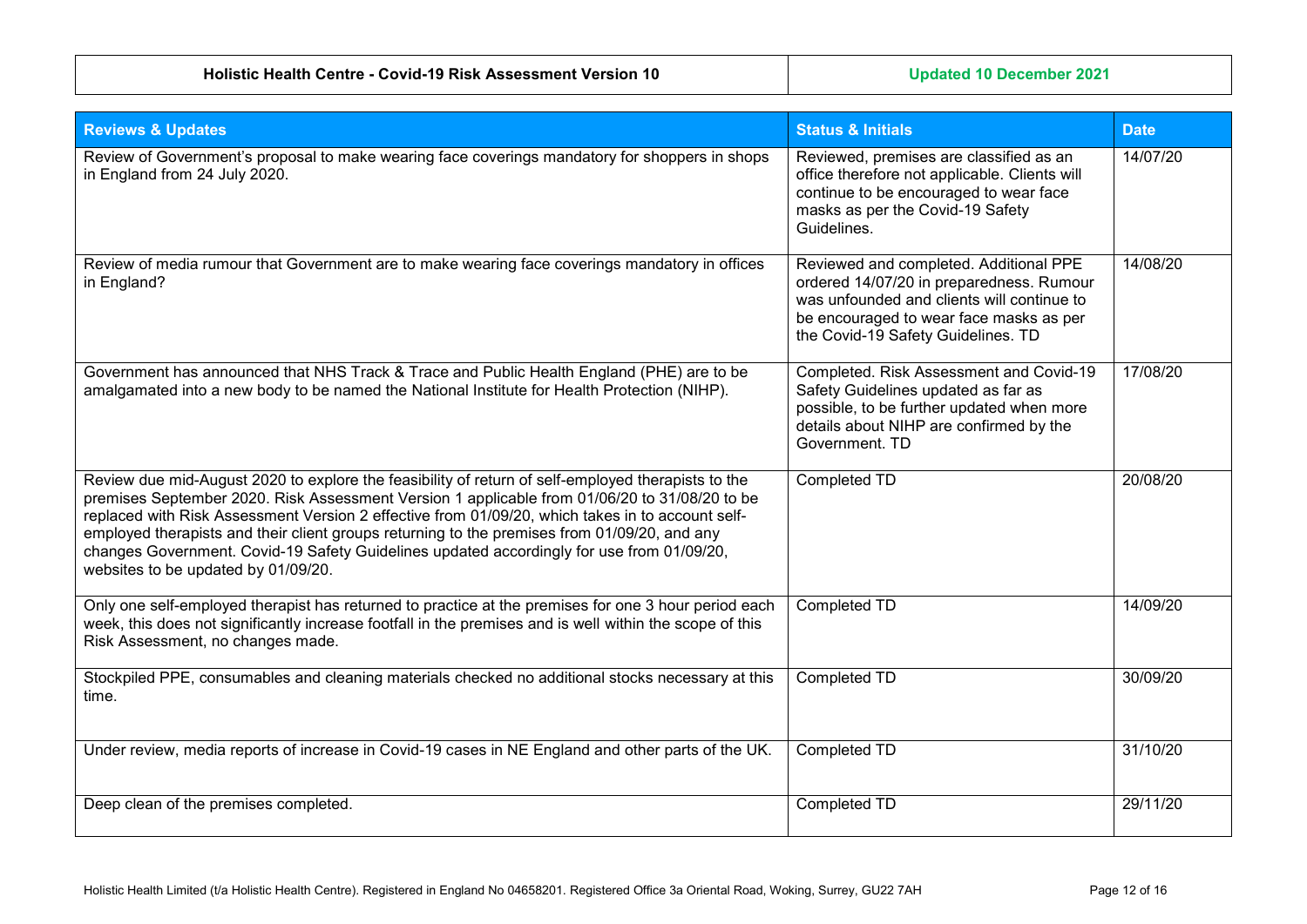| Holistic Health Centre - Covid-19 Risk Assessment Version 10 | Updated 10 December 2021 |
|---|---|

| Reviews & Updates | Status & Initials | Date |
|---|---|---|
| Review of Government's proposal to make wearing face coverings mandatory for shoppers in shops in England from 24 July 2020. | Reviewed, premises are classified as an office therefore not applicable. Clients will continue to be encouraged to wear face masks as per the Covid-19 Safety Guidelines. | 14/07/20 |
| Review of media rumour that Government are to make wearing face coverings mandatory in offices in England? | Reviewed and completed. Additional PPE ordered 14/07/20 in preparedness. Rumour was unfounded and clients will continue to be encouraged to wear face masks as per the Covid-19 Safety Guidelines. TD | 14/08/20 |
| Government has announced that NHS Track & Trace and Public Health England (PHE) are to be amalgamated into a new body to be named the National Institute for Health Protection (NIHP). | Completed. Risk Assessment and Covid-19 Safety Guidelines updated as far as possible, to be further updated when more details about NIHP are confirmed by the Government. TD | 17/08/20 |
| Review due mid-August 2020 to explore the feasibility of return of self-employed therapists to the premises September 2020. Risk Assessment Version 1 applicable from 01/06/20 to 31/08/20 to be replaced with Risk Assessment Version 2 effective from 01/09/20, which takes in to account self-employed therapists and their client groups returning to the premises from 01/09/20, and any changes Government. Covid-19 Safety Guidelines updated accordingly for use from 01/09/20, websites to be updated by 01/09/20. | Completed TD | 20/08/20 |
| Only one self-employed therapist has returned to practice at the premises for one 3 hour period each week, this does not significantly increase footfall in the premises and is well within the scope of this Risk Assessment, no changes made. | Completed TD | 14/09/20 |
| Stockpiled PPE, consumables and cleaning materials checked no additional stocks necessary at this time. | Completed TD | 30/09/20 |
| Under review, media reports of increase in Covid-19 cases in NE England and other parts of the UK. | Completed TD | 31/10/20 |
| Deep clean of the premises completed. | Completed TD | 29/11/20 |

Holistic Health Limited (t/a Holistic Health Centre). Registered in England No 04658201. Registered Office 3a Oriental Road, Woking, Surrey, GU22 7AH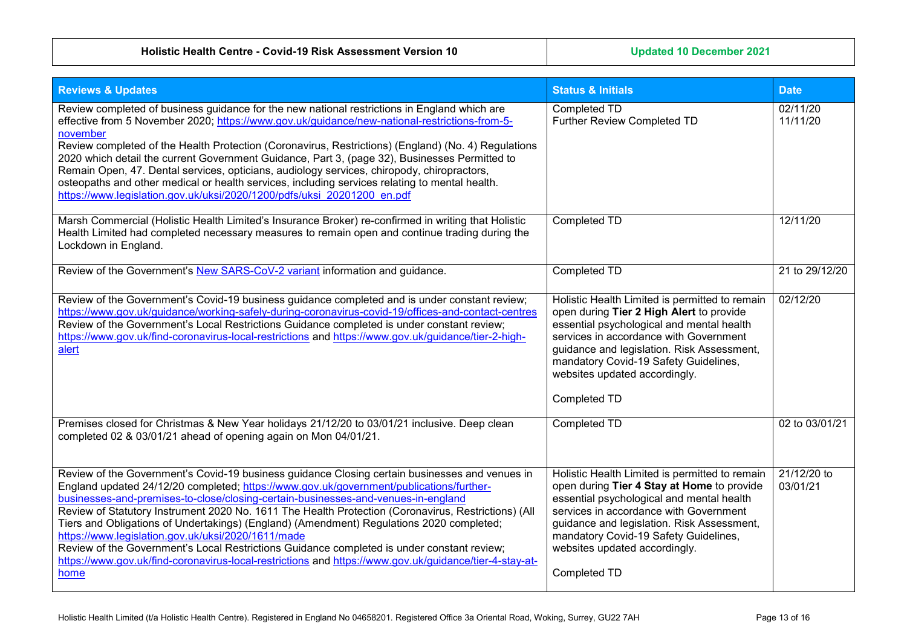| Holistic Health Centre - Covid-19 Risk Assessment Version 10 | Updated 10 December 2021 |
|---|---|

| Reviews & Updates | Status & Initials | Date |
|---|---|---|
| Review completed of business guidance for the new national restrictions in England which are effective from 5 November 2020; https://www.gov.uk/guidance/new-national-restrictions-from-5-november<br>Review completed of the Health Protection (Coronavirus, Restrictions) (England) (No. 4) Regulations 2020 which detail the current Government Guidance, Part 3, (page 32), Businesses Permitted to Remain Open, 47. Dental services, opticians, audiology services, chiropody, chiropractors, osteopaths and other medical or health services, including services relating to mental health. https://www.legislation.gov.uk/uksi/2020/1200/pdfs/uksi_20201200_en.pdf | Completed TD<br>Further Review Completed TD | 02/11/20<br>11/11/20 |
| Marsh Commercial (Holistic Health Limited's Insurance Broker) re-confirmed in writing that Holistic Health Limited had completed necessary measures to remain open and continue trading during the Lockdown in England. | Completed TD | 12/11/20 |
| Review of the Government's New SARS-CoV-2 variant information and guidance. | Completed TD | 21 to 29/12/20 |
| Review of the Government's Covid-19 business guidance completed and is under constant review; https://www.gov.uk/guidance/working-safely-during-coronavirus-covid-19/offices-and-contact-centres<br>Review of the Government's Local Restrictions Guidance completed is under constant review; https://www.gov.uk/find-coronavirus-local-restrictions and https://www.gov.uk/guidance/tier-2-high-alert | Holistic Health Limited is permitted to remain open during **Tier 2 High Alert** to provide essential psychological and mental health services in accordance with Government guidance and legislation. Risk Assessment, mandatory Covid-19 Safety Guidelines, websites updated accordingly.<br><br>Completed TD | 02/12/20 |
| Premises closed for Christmas & New Year holidays 21/12/20 to 03/01/21 inclusive. Deep clean completed 02 & 03/01/21 ahead of opening again on Mon 04/01/21. | Completed TD | 02 to 03/01/21 |
| Review of the Government's Covid-19 business guidance Closing certain businesses and venues in England updated 24/12/20 completed; https://www.gov.uk/government/publications/further-businesses-and-premises-to-close/closing-certain-businesses-and-venues-in-england<br>Review of Statutory Instrument 2020 No. 1611 The Health Protection (Coronavirus, Restrictions) (All Tiers and Obligations of Undertakings) (England) (Amendment) Regulations 2020 completed; https://www.legislation.gov.uk/uksi/2020/1611/made<br>Review of the Government's Local Restrictions Guidance completed is under constant review; https://www.gov.uk/find-coronavirus-local-restrictions and https://www.gov.uk/guidance/tier-4-stay-at-home | Holistic Health Limited is permitted to remain open during **Tier 4 Stay at Home** to provide essential psychological and mental health services in accordance with Government guidance and legislation. Risk Assessment, mandatory Covid-19 Safety Guidelines, websites updated accordingly.<br><br>Completed TD | 21/12/20 to 03/01/21 |

Holistic Health Limited (t/a Holistic Health Centre). Registered in England No 04658201. Registered Office 3a Oriental Road, Woking, Surrey, GU22 7AH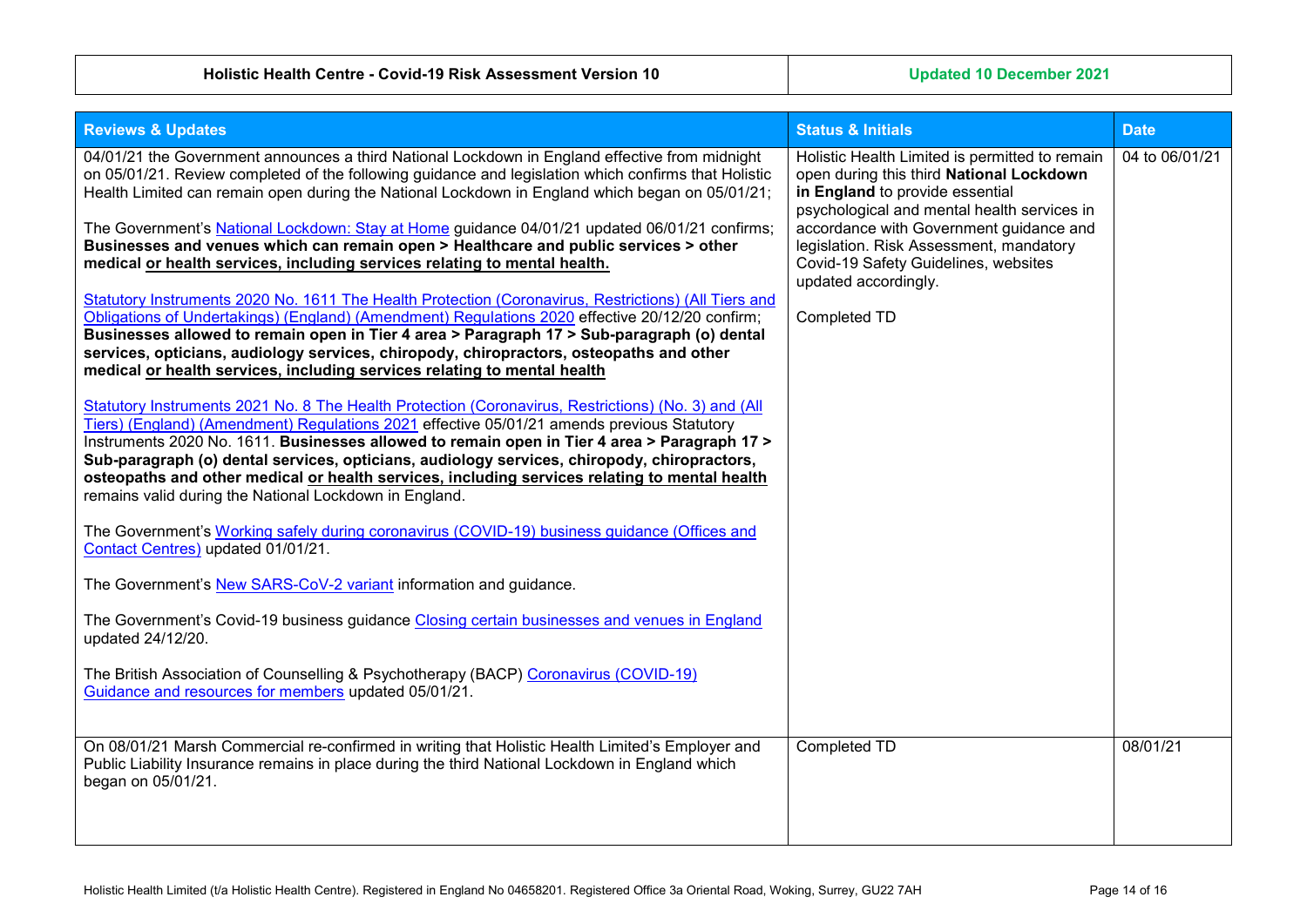| Holistic Health Centre - Covid-19 Risk Assessment Version 10 | Updated 10 December 2021 |
| --- | --- |

| Reviews & Updates | Status & Initials | Date |
| --- | --- | --- |
| 04/01/21 the Government announces a third National Lockdown in England effective from midnight on 05/01/21. Review completed of the following guidance and legislation which confirms that Holistic Health Limited can remain open during the National Lockdown in England which began on 05/01/21;<br><br>The Government's National Lockdown: Stay at Home guidance 04/01/21 updated 06/01/21 confirms; **Businesses and venues which can remain open > Healthcare and public services > other medical or health services, including services relating to mental health.**<br><br>Statutory Instruments 2020 No. 1611 The Health Protection (Coronavirus, Restrictions) (All Tiers and Obligations of Undertakings) (England) (Amendment) Regulations 2020 effective 20/12/20 confirm; **Businesses allowed to remain open in Tier 4 area > Paragraph 17 > Sub-paragraph (o) dental services, opticians, audiology services, chiropody, chiropractors, osteopaths and other medical or health services, including services relating to mental health**<br><br>Statutory Instruments 2021 No. 8 The Health Protection (Coronavirus, Restrictions) (No. 3) and (All Tiers) (England) (Amendment) Regulations 2021 effective 05/01/21 amends previous Statutory Instruments 2020 No. 1611. **Businesses allowed to remain open in Tier 4 area > Paragraph 17 > Sub-paragraph (o) dental services, opticians, audiology services, chiropody, chiropractors, osteopaths and other medical or health services, including services relating to mental health** remains valid during the National Lockdown in England.<br><br>The Government's Working safely during coronavirus (COVID-19) business guidance (Offices and Contact Centres) updated 01/01/21.<br><br>The Government's New SARS-CoV-2 variant information and guidance.<br><br>The Government's Covid-19 business guidance Closing certain businesses and venues in England updated 24/12/20.<br><br>The British Association of Counselling & Psychotherapy (BACP) Coronavirus (COVID-19) Guidance and resources for members updated 05/01/21. | Holistic Health Limited is permitted to remain open during this third **National Lockdown in England** to provide essential psychological and mental health services in accordance with Government guidance and legislation. Risk Assessment, mandatory Covid-19 Safety Guidelines, websites updated accordingly.<br><br>Completed TD | 04 to 06/01/21 |
| On 08/01/21 Marsh Commercial re-confirmed in writing that Holistic Health Limited's Employer and Public Liability Insurance remains in place during the third National Lockdown in England which began on 05/01/21. | Completed TD | 08/01/21 |

Holistic Health Limited (t/a Holistic Health Centre). Registered in England No 04658201. Registered Office 3a Oriental Road, Woking, Surrey, GU22 7AH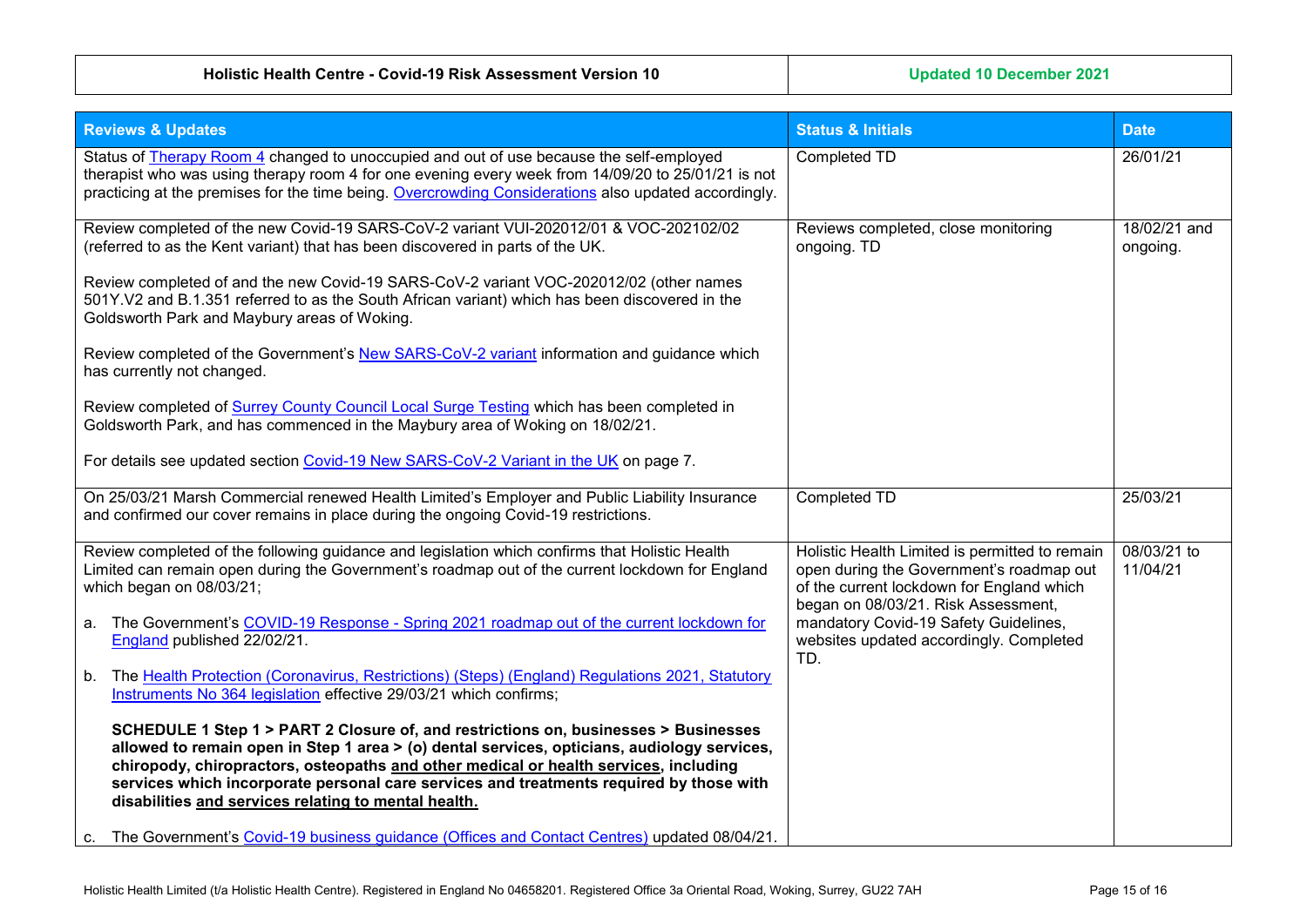| Holistic Health Centre - Covid-19 Risk Assessment Version 10 | Updated 10 December 2021 |
|---|---|

| Reviews & Updates | Status & Initials | Date |
|---|---|---|
| Status of Therapy Room 4 changed to unoccupied and out of use because the self-employed therapist who was using therapy room 4 for one evening every week from 14/09/20 to 25/01/21 is not practicing at the premises for the time being. Overcrowding Considerations also updated accordingly. | Completed TD | 26/01/21 |
| Review completed of the new Covid-19 SARS-CoV-2 variant VUI-202012/01 & VOC-202102/02 (referred to as the Kent variant) that has been discovered in parts of the UK.<br><br>Review completed of and the new Covid-19 SARS-CoV-2 variant VOC-202012/02 (other names 501Y.V2 and B.1.351 referred to as the South African variant) which has been discovered in the Goldsworth Park and Maybury areas of Woking.<br><br>Review completed of the Government's New SARS-CoV-2 variant information and guidance which has currently not changed.<br><br>Review completed of Surrey County Council Local Surge Testing which has been completed in Goldsworth Park, and has commenced in the Maybury area of Woking on 18/02/21.<br><br>For details see updated section Covid-19 New SARS-CoV-2 Variant in the UK on page 7. | Reviews completed, close monitoring ongoing. TD | 18/02/21 and ongoing. |
| On 25/03/21 Marsh Commercial renewed Health Limited's Employer and Public Liability Insurance and confirmed our cover remains in place during the ongoing Covid-19 restrictions. | Completed TD | 25/03/21 |
| Review completed of the following guidance and legislation which confirms that Holistic Health Limited can remain open during the Government's roadmap out of the current lockdown for England which began on 08/03/21;<br><br>a. The Government's COVID-19 Response - Spring 2021 roadmap out of the current lockdown for England published 22/02/21.<br><br>b. The Health Protection (Coronavirus, Restrictions) (Steps) (England) Regulations 2021, Statutory Instruments No 364 legislation effective 29/03/21 which confirms;<br><br>**SCHEDULE 1 Step 1 > PART 2 Closure of, and restrictions on, businesses > Businesses allowed to remain open in Step 1 area > (o) dental services, opticians, audiology services, chiropody, chiropractors, osteopaths <u>and other medical or health services</u>, including services which incorporate personal care services and treatments required by those with disabilities <u>and services relating to mental health.</u>**<br><br>c. The Government's Covid-19 business guidance (Offices and Contact Centres) updated 08/04/21. | Holistic Health Limited is permitted to remain open during the Government's roadmap out of the current lockdown for England which began on 08/03/21. Risk Assessment, mandatory Covid-19 Safety Guidelines, websites updated accordingly. Completed TD. | 08/03/21 to 11/04/21 |

Holistic Health Limited (t/a Holistic Health Centre). Registered in England No 04658201. Registered Office 3a Oriental Road, Woking, Surrey, GU22 7AH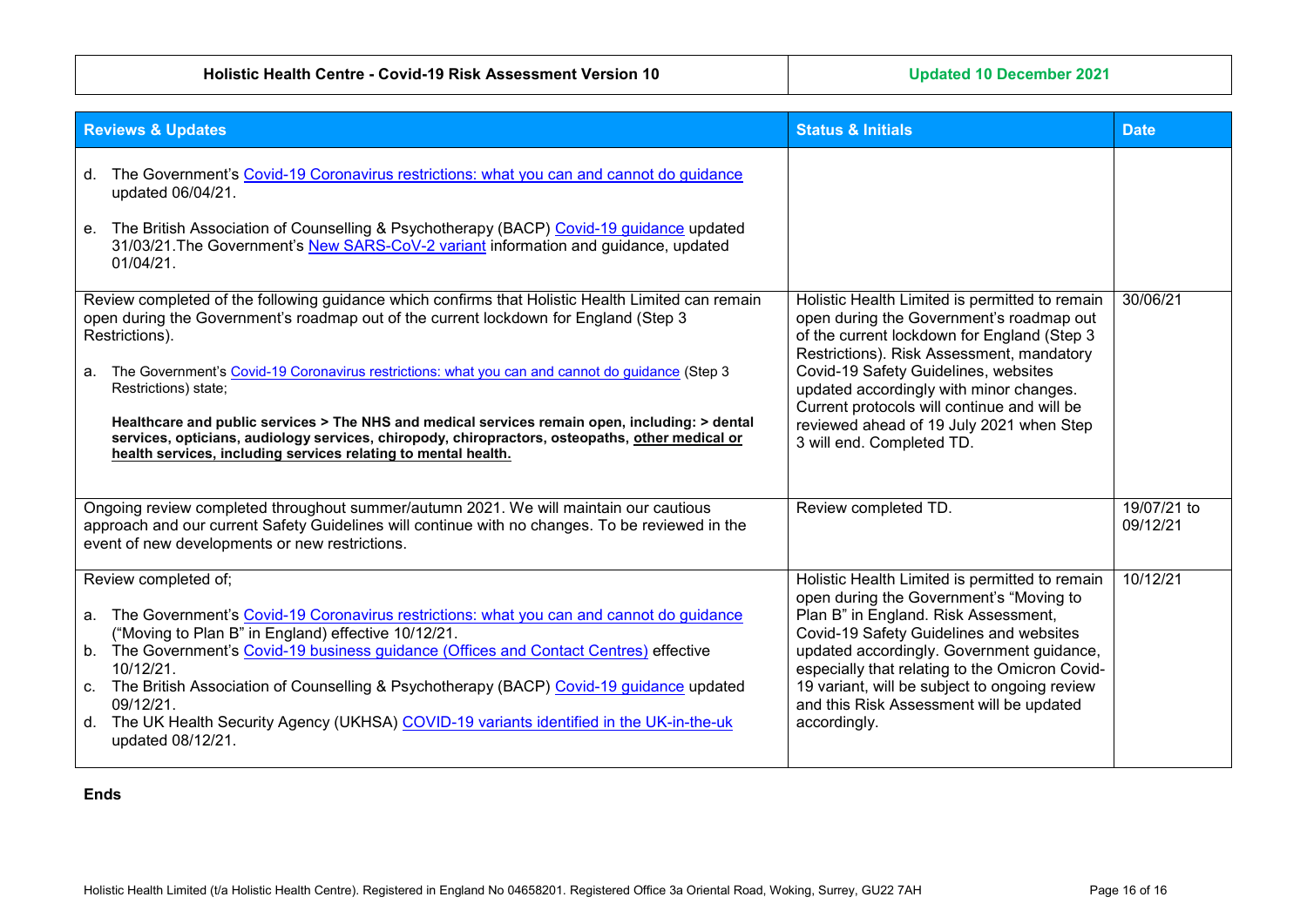| Holistic Health Centre - Covid-19 Risk Assessment Version 10 | Updated 10 December 2021 |
|---|---|

| Reviews & Updates | Status & Initials | Date |
|---|---|---|
| d. The Government's Covid-19 Coronavirus restrictions: what you can and cannot do guidance updated 06/04/21.<br><br>e. The British Association of Counselling & Psychotherapy (BACP) Covid-19 guidance updated 31/03/21.The Government's New SARS-CoV-2 variant information and guidance, updated 01/04/21. | | |
| Review completed of the following guidance which confirms that Holistic Health Limited can remain open during the Government's roadmap out of the current lockdown for England (Step 3 Restrictions).<br><br>a. The Government's Covid-19 Coronavirus restrictions: what you can and cannot do guidance (Step 3 Restrictions) state;<br><br>**Healthcare and public services > The NHS and medical services remain open, including: > dental services, opticians, audiology services, chiropody, chiropractors, osteopaths, other medical or health services, including services relating to mental health.** | Holistic Health Limited is permitted to remain open during the Government's roadmap out of the current lockdown for England (Step 3 Restrictions). Risk Assessment, mandatory Covid-19 Safety Guidelines, websites updated accordingly with minor changes. Current protocols will continue and will be reviewed ahead of 19 July 2021 when Step 3 will end. Completed TD. | 30/06/21 |
| Ongoing review completed throughout summer/autumn 2021. We will maintain our cautious approach and our current Safety Guidelines will continue with no changes. To be reviewed in the event of new developments or new restrictions. | Review completed TD. | 19/07/21 to 09/12/21 |
| Review completed of;<br><br>a. The Government's Covid-19 Coronavirus restrictions: what you can and cannot do guidance ("Moving to Plan B" in England) effective 10/12/21.<br>b. The Government's Covid-19 business guidance (Offices and Contact Centres) effective 10/12/21.<br>c. The British Association of Counselling & Psychotherapy (BACP) Covid-19 guidance updated 09/12/21.<br>d. The UK Health Security Agency (UKHSA) COVID-19 variants identified in the UK-in-the-uk updated 08/12/21. | Holistic Health Limited is permitted to remain open during the Government's "Moving to Plan B" in England. Risk Assessment, Covid-19 Safety Guidelines and websites updated accordingly. Government guidance, especially that relating to the Omicron Covid-19 variant, will be subject to ongoing review and this Risk Assessment will be updated accordingly. | 10/12/21 |

**Ends**

Holistic Health Limited (t/a Holistic Health Centre). Registered in England No 04658201. Registered Office 3a Oriental Road, Woking, Surrey, GU22 7AH